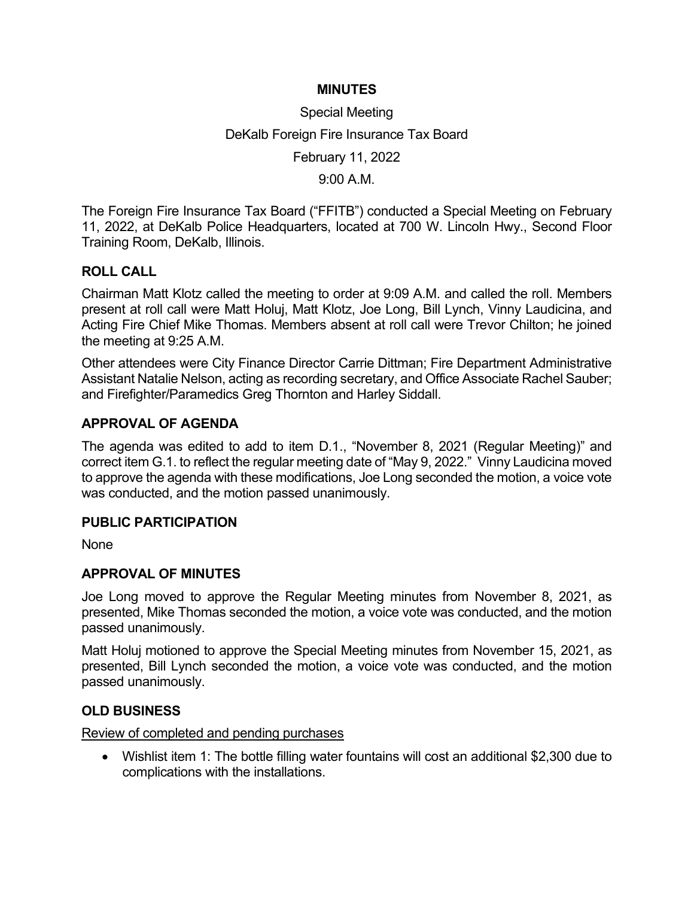# MINUTES

Special Meeting

DeKalb Foreign Fire Insurance Tax Board

February 11, 2022

9:00 A.M.

The Foreign Fire Insurance Tax Board ("FFITB") conducted a Special Meeting on February 11, 2022, at DeKalb Police Headquarters, located at 700 W. Lincoln Hwy., Second Floor Training Room, DeKalb, Illinois.

## ROLL CALL

Chairman Matt Klotz called the meeting to order at 9:09 A.M. and called the roll. Members present at roll call were Matt Holuj, Matt Klotz, Joe Long, Bill Lynch, Vinny Laudicina, and Acting Fire Chief Mike Thomas. Members absent at roll call were Trevor Chilton; he joined the meeting at 9:25 A.M.

Other attendees were City Finance Director Carrie Dittman; Fire Department Administrative Assistant Natalie Nelson, acting as recording secretary, and Office Associate Rachel Sauber; and Firefighter/Paramedics Greg Thornton and Harley Siddall.

## APPROVAL OF AGENDA

The agenda was edited to add to item D.1., "November 8, 2021 (Regular Meeting)" and correct item G.1. to reflect the regular meeting date of "May 9, 2022." Vinny Laudicina moved to approve the agenda with these modifications, Joe Long seconded the motion, a voice vote was conducted, and the motion passed unanimously.

## PUBLIC PARTICIPATION

None

## APPROVAL OF MINUTES

Joe Long moved to approve the Regular Meeting minutes from November 8, 2021, as presented, Mike Thomas seconded the motion, a voice vote was conducted, and the motion passed unanimously.

Matt Holuj motioned to approve the Special Meeting minutes from November 15, 2021, as presented, Bill Lynch seconded the motion, a voice vote was conducted, and the motion passed unanimously.

## OLD BUSINESS

Review of completed and pending purchases

- Wishlist item 1: The bottle filling water fountains will cost an additional $2,300 due to complications with the installations.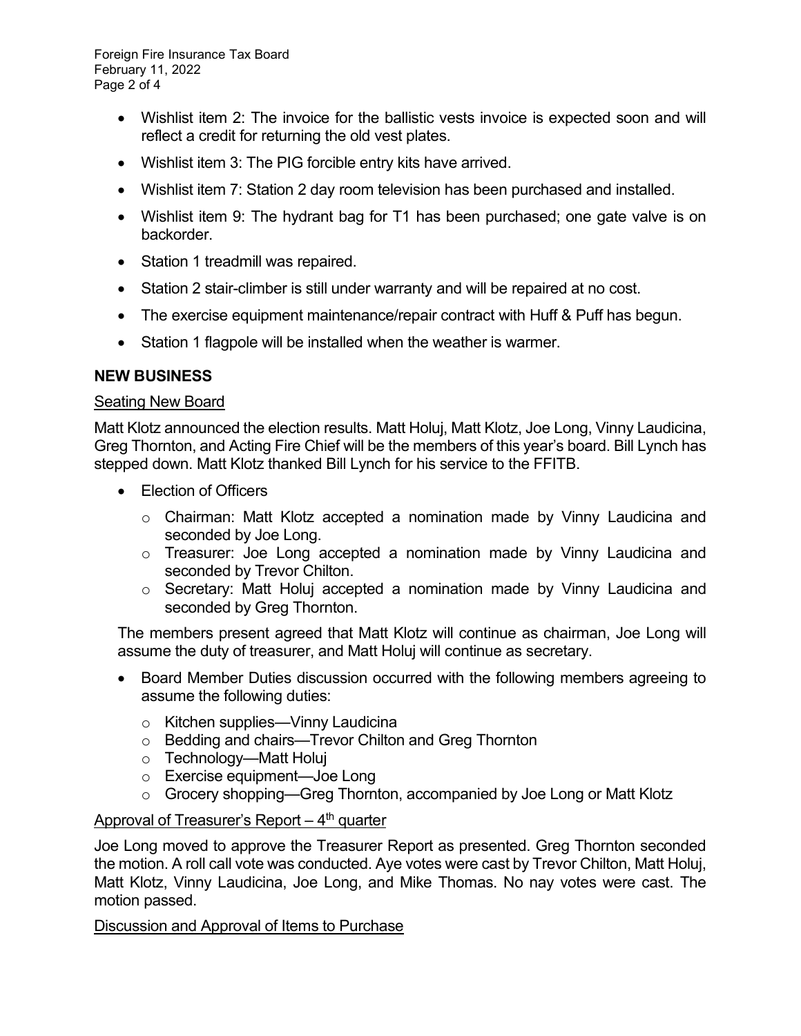- Wishlist item 2: The invoice for the ballistic vests invoice is expected soon and will reflect a credit for returning the old vest plates.
- Wishlist item 3: The PIG forcible entry kits have arrived.
- Wishlist item 7: Station 2 day room television has been purchased and installed.
- Wishlist item 9: The hydrant bag for T1 has been purchased; one gate valve is on backorder.
- Station 1 treadmill was repaired.
- Station 2 stair-climber is still under warranty and will be repaired at no cost.
- The exercise equipment maintenance/repair contract with Huff & Puff has begun.
- Station 1 flagpole will be installed when the weather is warmer.

## NEW BUSINESS

### Seating New Board

Matt Klotz announced the election results. Matt Holuj, Matt Klotz, Joe Long, Vinny Laudicina, Greg Thornton, and Acting Fire Chief will be the members of this year's board. Bill Lynch has stepped down. Matt Klotz thanked Bill Lynch for his service to the FFITB.

- Election of Officers
  - Chairman: Matt Klotz accepted a nomination made by Vinny Laudicina and seconded by Joe Long.
  - Treasurer: Joe Long accepted a nomination made by Vinny Laudicina and seconded by Trevor Chilton.
  - Secretary: Matt Holuj accepted a nomination made by Vinny Laudicina and seconded by Greg Thornton.

The members present agreed that Matt Klotz will continue as chairman, Joe Long will assume the duty of treasurer, and Matt Holuj will continue as secretary.

- Board Member Duties discussion occurred with the following members agreeing to assume the following duties:
  - Kitchen supplies—Vinny Laudicina
  - Bedding and chairs—Trevor Chilton and Greg Thornton
  - Technology—Matt Holuj
  - Exercise equipment—Joe Long
  - Grocery shopping—Greg Thornton, accompanied by Joe Long or Matt Klotz

### Approval of Treasurer's Report – 4th quarter

Joe Long moved to approve the Treasurer Report as presented. Greg Thornton seconded the motion. A roll call vote was conducted. Aye votes were cast by Trevor Chilton, Matt Holuj, Matt Klotz, Vinny Laudicina, Joe Long, and Mike Thomas. No nay votes were cast. The motion passed.

### Discussion and Approval of Items to Purchase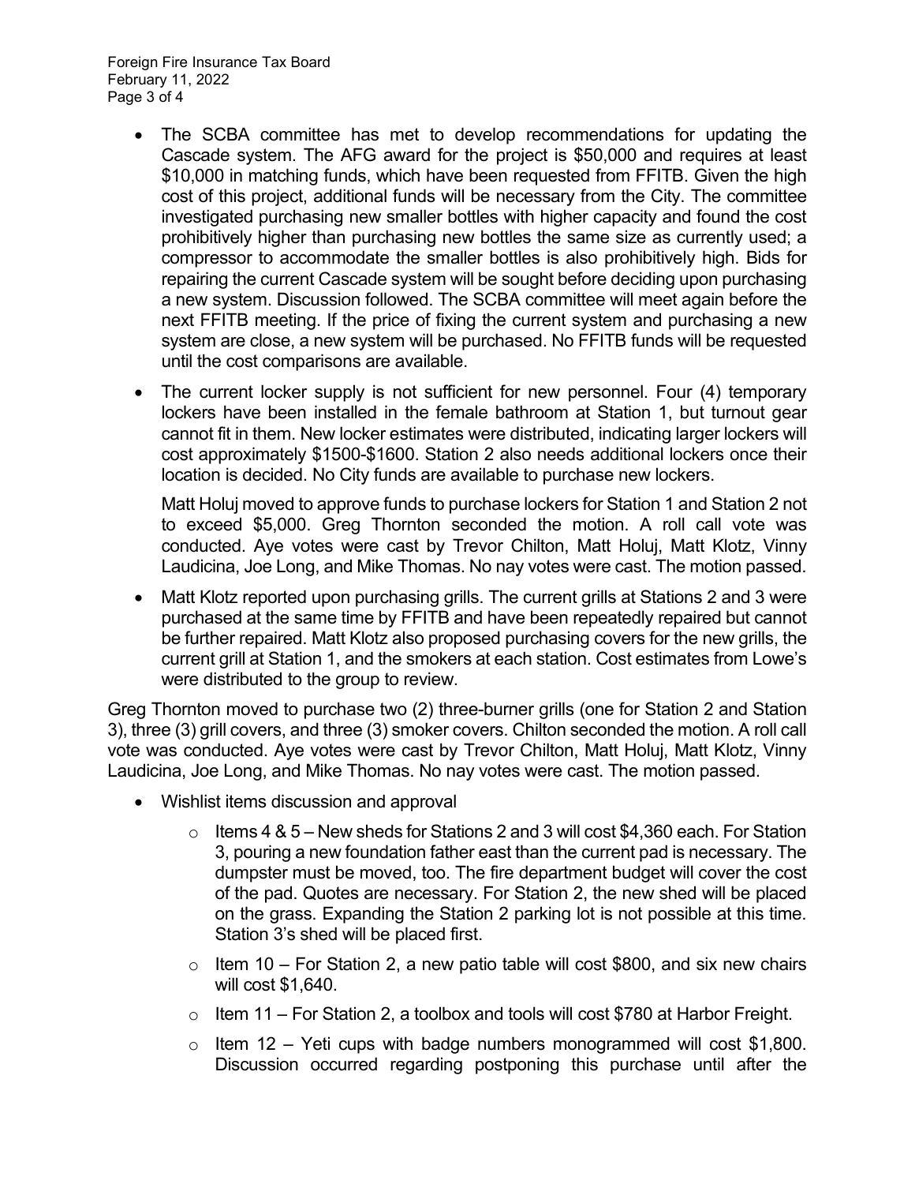- The SCBA committee has met to develop recommendations for updating the Cascade system. The AFG award for the project is $50,000 and requires at least $10,000 in matching funds, which have been requested from FFITB. Given the high cost of this project, additional funds will be necessary from the City. The committee investigated purchasing new smaller bottles with higher capacity and found the cost prohibitively higher than purchasing new bottles the same size as currently used; a compressor to accommodate the smaller bottles is also prohibitively high. Bids for repairing the current Cascade system will be sought before deciding upon purchasing a new system. Discussion followed. The SCBA committee will meet again before the next FFITB meeting. If the price of fixing the current system and purchasing a new system are close, a new system will be purchased. No FFITB funds will be requested until the cost comparisons are available.

- The current locker supply is not sufficient for new personnel. Four (4) temporary lockers have been installed in the female bathroom at Station 1, but turnout gear cannot fit in them. New locker estimates were distributed, indicating larger lockers will cost approximately $1500-$1600. Station 2 also needs additional lockers once their location is decided. No City funds are available to purchase new lockers.

  Matt Holuj moved to approve funds to purchase lockers for Station 1 and Station 2 not to exceed $5,000. Greg Thornton seconded the motion. A roll call vote was conducted. Aye votes were cast by Trevor Chilton, Matt Holuj, Matt Klotz, Vinny Laudicina, Joe Long, and Mike Thomas. No nay votes were cast. The motion passed.

- Matt Klotz reported upon purchasing grills. The current grills at Stations 2 and 3 were purchased at the same time by FFITB and have been repeatedly repaired but cannot be further repaired. Matt Klotz also proposed purchasing covers for the new grills, the current grill at Station 1, and the smokers at each station. Cost estimates from Lowe's were distributed to the group to review.

Greg Thornton moved to purchase two (2) three-burner grills (one for Station 2 and Station 3), three (3) grill covers, and three (3) smoker covers. Chilton seconded the motion. A roll call vote was conducted. Aye votes were cast by Trevor Chilton, Matt Holuj, Matt Klotz, Vinny Laudicina, Joe Long, and Mike Thomas. No nay votes were cast. The motion passed.

- Wishlist items discussion and approval
  - Items 4 & 5 – New sheds for Stations 2 and 3 will cost $4,360 each. For Station 3, pouring a new foundation father east than the current pad is necessary. The dumpster must be moved, too. The fire department budget will cover the cost of the pad. Quotes are necessary. For Station 2, the new shed will be placed on the grass. Expanding the Station 2 parking lot is not possible at this time. Station 3's shed will be placed first.
  - Item 10 – For Station 2, a new patio table will cost $800, and six new chairs will cost $1,640.
  - Item 11 – For Station 2, a toolbox and tools will cost $780 at Harbor Freight.
  - Item 12 – Yeti cups with badge numbers monogrammed will cost $1,800. Discussion occurred regarding postponing this purchase until after the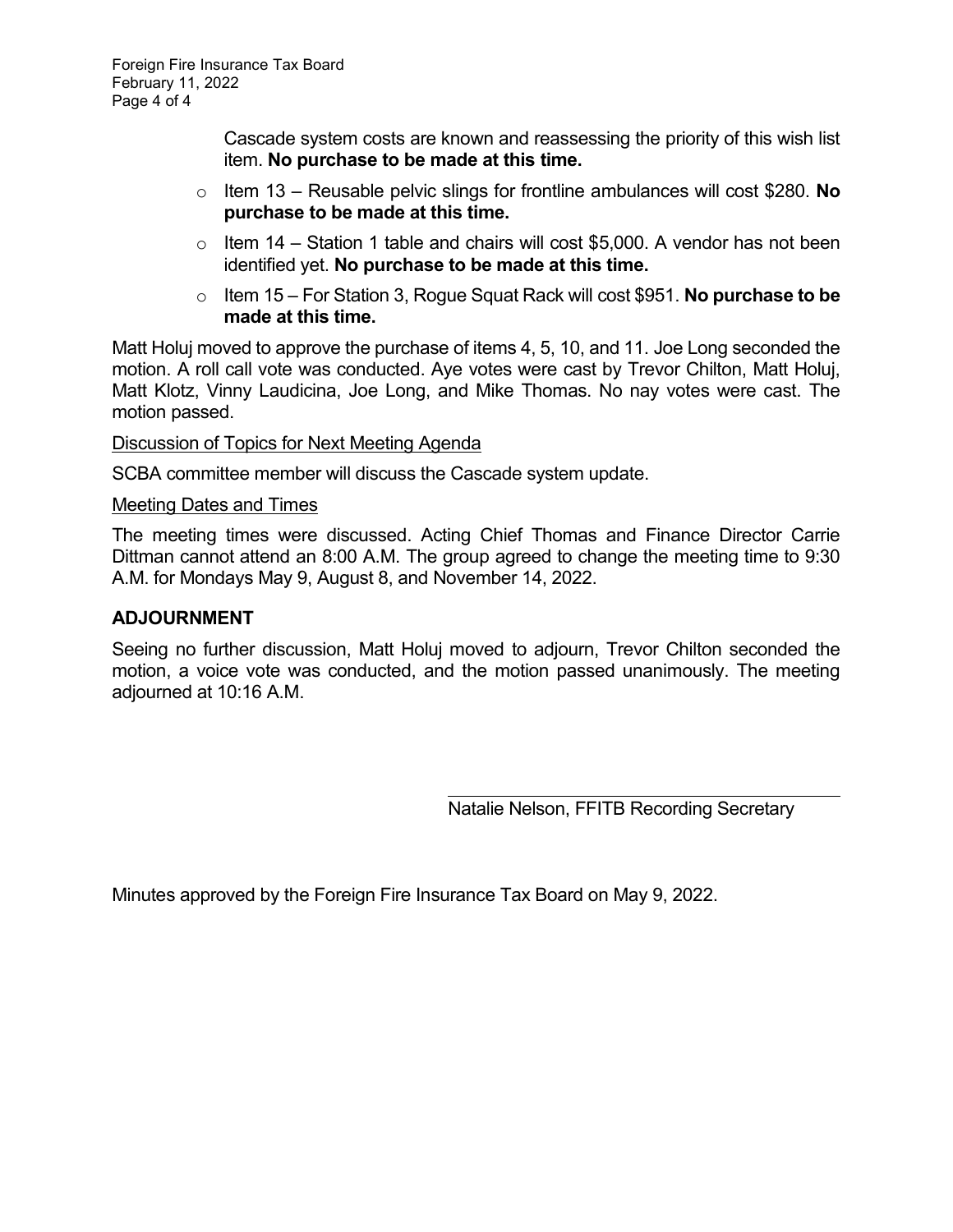Cascade system costs are known and reassessing the priority of this wish list item. **No purchase to be made at this time.**

- Item 13 – Reusable pelvic slings for frontline ambulances will cost $280. **No purchase to be made at this time.**
- Item 14 – Station 1 table and chairs will cost $5,000. A vendor has not been identified yet. **No purchase to be made at this time.**
- Item 15 – For Station 3, Rogue Squat Rack will cost $951. **No purchase to be made at this time.**

Matt Holuj moved to approve the purchase of items 4, 5, 10, and 11. Joe Long seconded the motion. A roll call vote was conducted. Aye votes were cast by Trevor Chilton, Matt Holuj, Matt Klotz, Vinny Laudicina, Joe Long, and Mike Thomas. No nay votes were cast. The motion passed.

<u>Discussion of Topics for Next Meeting Agenda</u>

SCBA committee member will discuss the Cascade system update.

<u>Meeting Dates and Times</u>

The meeting times were discussed. Acting Chief Thomas and Finance Director Carrie Dittman cannot attend an 8:00 A.M. The group agreed to change the meeting time to 9:30 A.M. for Mondays May 9, August 8, and November 14, 2022.

## ADJOURNMENT

Seeing no further discussion, Matt Holuj moved to adjourn, Trevor Chilton seconded the motion, a voice vote was conducted, and the motion passed unanimously. The meeting adjourned at 10:16 A.M.

Natalie Nelson, FFITB Recording Secretary

Minutes approved by the Foreign Fire Insurance Tax Board on May 9, 2022.